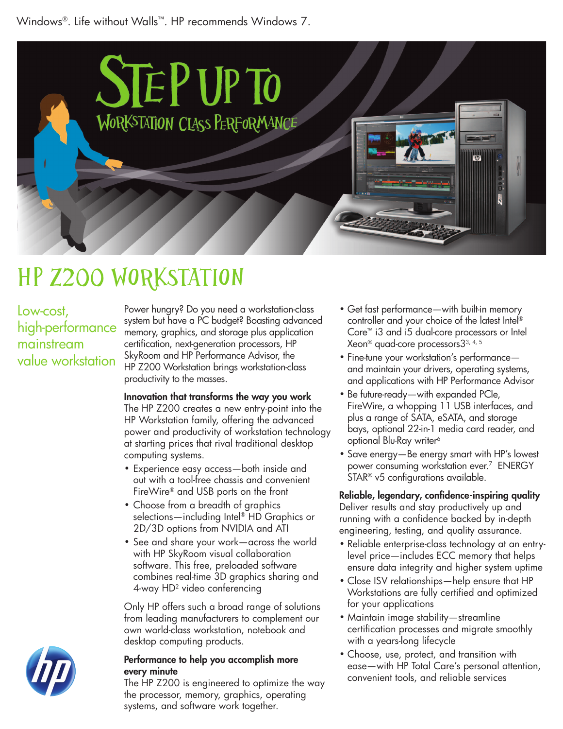Windows®. Life without Walls™. HP recommends Windows 7.

# STEP UP TO
## WORKSTATION CLASS PERFORMANCE

# HP Z200 WORKSTATION

## Low-cost, high-performance mainstream value workstation

Power hungry? Do you need a workstation-class system but have a PC budget? Boasting advanced memory, graphics, and storage plus application certification, next-generation processors, HP SkyRoom and HP Performance Advisor, the HP Z200 Workstation brings workstation-class productivity to the masses.

**Innovation that transforms the way you work**

The HP Z200 creates a new entry-point into the HP Workstation family, offering the advanced power and productivity of workstation technology at starting prices that rival traditional desktop computing systems.

- Experience easy access—both inside and out with a tool-free chassis and convenient FireWire® and USB ports on the front
- Choose from a breadth of graphics selections—including Intel® HD Graphics or 2D/3D options from NVIDIA and ATI
- See and share your work—across the world with HP SkyRoom visual collaboration software. This free, preloaded software combines real-time 3D graphics sharing and 4-way HD[2] video conferencing

Only HP offers such a broad range of solutions from leading manufacturers to complement our own world-class workstation, notebook and desktop computing products.

**Performance to help you accomplish more every minute**

The HP Z200 is engineered to optimize the way the processor, memory, graphics, operating systems, and software work together.

- Get fast performance—with built-in memory controller and your choice of the latest Intel® Core™ i3 and i5 dual-core processors or Intel Xeon® quad-core processors3[3, 4, 5]
- Fine-tune your workstation's performance—and maintain your drivers, operating systems, and applications with HP Performance Advisor
- Be future-ready—with expanded PCIe, FireWire, a whopping 11 USB interfaces, and plus a range of SATA, eSATA, and storage bays, optional 22-in-1 media card reader, and optional Blu-Ray writer[6]
- Save energy—Be energy smart with HP's lowest power consuming workstation ever.[7] ENERGY STAR® v5 configurations available.

**Reliable, legendary, confidence-inspiring quality**

Deliver results and stay productively up and running with a confidence backed by in-depth engineering, testing, and quality assurance.

- Reliable enterprise-class technology at an entry-level price—includes ECC memory that helps ensure data integrity and higher system uptime
- Close ISV relationships—help ensure that HP Workstations are fully certified and optimized for your applications
- Maintain image stability—streamline certification processes and migrate smoothly with a years-long lifecycle
- Choose, use, protect, and transition with ease—with HP Total Care's personal attention, convenient tools, and reliable services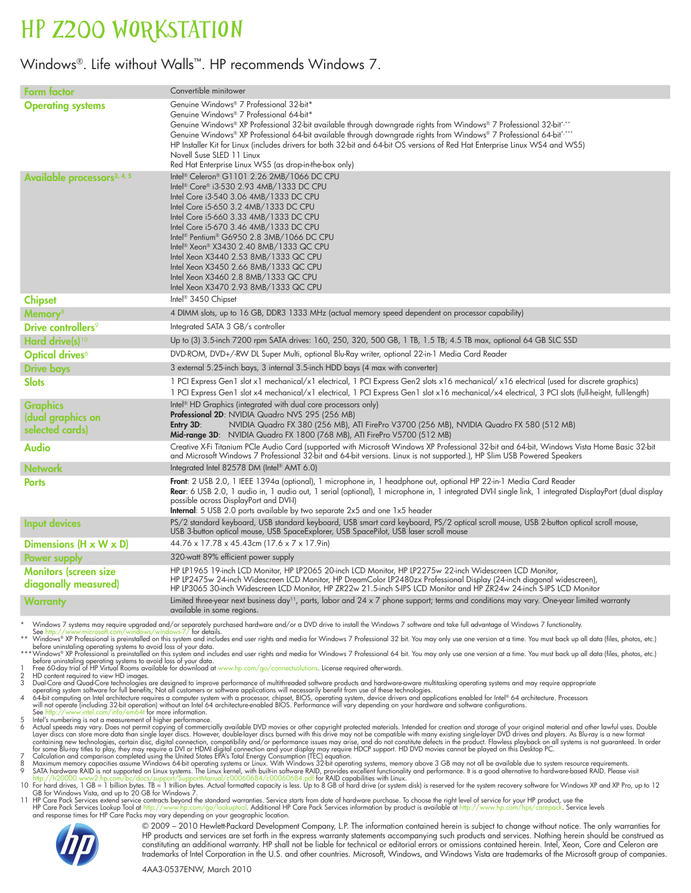# HP Z200 WORKSTATION

Windows®. Life without Walls™. HP recommends Windows 7.

| | |
|---|---|
| Form factor | Convertible minitower |
| Operating systems | Genuine Windows® 7 Professional 32-bit*<br>Genuine Windows® 7 Professional 64-bit*<br>Genuine Windows® XP Professional 32-bit available through downgrade rights from Windows® 7 Professional 32-bit*,**<br>Genuine Windows® XP Professional 64-bit available through downgrade rights from Windows® 7 Professional 64-bit*,***<br>HP Installer Kit for Linux (includes drivers for both 32-bit and 64-bit OS versions of Red Hat Enterprise Linux WS4 and WS5)<br>Novell Suse SLED 11 Linux<br>Red Hat Enterprise Linux WS5 (as drop-in-the-box only) |
| Available processors[3, 4, 5] | Intel® Celeron® G1101 2.26 2MB/1066 DC CPU<br>Intel® Core® i3-530 2.93 4MB/1333 DC CPU<br>Intel Core i3-540 3.06 4MB/1333 DC CPU<br>Intel Core i5-650 3.2 4MB/1333 DC CPU<br>Intel Core i5-660 3.33 4MB/1333 DC CPU<br>Intel Core i5-670 3.46 4MB/1333 DC CPU<br>Intel® Pentium® G6950 2.8 3MB/1066 DC CPU<br>Intel® Xeon® X3430 2.40 8MB/1333 QC CPU<br>Intel Xeon X3440 2.53 8MB/1333 QC CPU<br>Intel Xeon X3450 2.66 8MB/1333 QC CPU<br>Intel Xeon X3460 2.8 8MB/1333 QC CPU<br>Intel Xeon X3470 2.93 8MB/1333 QC CPU |
| Chipset | Intel® 3450 Chipset |
| Memory[8] | 4 DIMM slots, up to 16 GB, DDR3 1333 MHz (actual memory speed dependent on processor capability) |
| Drive controllers[9] | Integrated SATA 3 GB/s controller |
| Hard drive(s)[10] | Up to (3) 3.5-inch 7200 rpm SATA drives: 160, 250, 320, 500 GB, 1 TB, 1.5 TB; 4.5 TB max, optional 64 GB SLC SSD |
| Optical drives[6] | DVD-ROM, DVD+/-RW DL Super Multi, optional Blu-Ray writer, optional 22-in-1 Media Card Reader |
| Drive bays | 3 external 5.25-inch bays, 3 internal 3.5-inch HDD bays (4 max with converter) |
| Slots | 1 PCI Express Gen1 slot x1 mechanical/x1 electrical, 1 PCI Express Gen2 slots x16 mechanical/ x16 electrical (used for discrete graphics)<br>1 PCI Express Gen1 slot x4 mechanical/x1 electrical, 1 PCI Express Gen1 slot x16 mechanical/x4 electrical, 3 PCI slots (full-height, full-length) |
| Graphics (dual graphics on selected cards) | Intel® HD Graphics (integrated with dual core processors only)<br>**Professional 2D**: NVIDIA Quadro NVS 295 (256 MB)<br>**Entry 3D**: NVIDIA Quadro FX 380 (256 MB), ATI FirePro V3700 (256 MB), NVIDIA Quadro FX 580 (512 MB)<br>**Mid-range 3D**: NVIDIA Quadro FX 1800 (768 MB), ATI FirePro V5700 (512 MB) |
| Audio | Creative X-Fi Titanium PCIe Audio Card (supported with Microsoft Windows XP Professional 32-bit and 64-bit, Windows Vista Home Basic 32-bit and Microsoft Windows 7 Professional 32-bit and 64-bit versions. Linux is not supported.), HP Slim USB Powered Speakers |
| Network | Integrated Intel 82578 DM (Intel® AMT 6.0) |
| Ports | **Front**: 2 USB 2.0, 1 IEEE 1394a (optional), 1 microphone in, 1 headphone out, optional HP 22-in-1 Media Card Reader<br>**Rear**: 6 USB 2.0, 1 audio in, 1 audio out, 1 serial (optional), 1 microphone in, 1 integrated DVI-I single link, 1 integrated DisplayPort (dual display possible across DisplayPort and DVI-I)<br>**Internal**: 5 USB 2.0 ports available by two separate 2x5 and one 1x5 header |
| Input devices | PS/2 standard keyboard, USB standard keyboard, USB smart card keyboard, PS/2 optical scroll mouse, USB 2-button optical scroll mouse, USB 3-button optical mouse, USB SpaceExplorer, USB SpacePilot, USB laser scroll mouse |
| Dimensions (H x W x D) | 44.76 x 17.78 x 45.43cm (17.6 x 7 x 17.9in) |
| Power supply | 320-watt 89% efficient power supply |
| Monitors (screen size diagonally measured) | HP LP1965 19-inch LCD Monitor, HP LP2065 20-inch LCD Monitor, HP LP2275w 22-inch Widescreen LCD Monitor,<br>HP LP2475w 24-inch Widescreen LCD Monitor, HP DreamColor LP2480zx Professional Display (24-inch diagonal widescreen),<br>HP LP3065 30-inch Widescreen LCD Monitor, HP ZR22w 21.5-inch S-IPS LCD Monitor and HP ZR24w 24-inch S-IPS LCD Monitor |
| Warranty | Limited three-year next business day[11], parts, labor and 24 x 7 phone support; terms and conditions may vary. One-year limited warranty available in some regions. |

\* Windows 7 systems may require upgraded and/or separately purchased hardware and/or a DVD drive to install the Windows 7 software and take full advantage of Windows 7 functionality. See http://www.microsoft.com/windows/windows-7/ for details.

** Windows® XP Professional is preinstalled on this system and includes end user rights and media for Windows 7 Professional 32 bit. You may only use one version at a time. You must back up all data (files, photos, etc.) before uninstaling operating systems to avoid loss of your data.

*** Windows® XP Professional is preinstalled on this system and includes end user rights and media for Windows 7 Professional 64 bit. You may only use one version at a time. You must back up all data (files, photos, etc.) before uninstaling operating systems to avoid loss of your data.

1. Free 60-day trial of HP Virtual Rooms available for download at www.hp.com/go/connectsolutions. License required afterwards.
2. HD content required to view HD images.
3. Dual-Core and Quad-Core technologies are designed to improve performance of multithreaded software products and hardware-aware multitasking operating systems and may require appropriate operating system software for full benefits; Not all customers or software applications will necessarily benefit from use of these technologies.
4. 64-bit computing on Intel architecture requires a computer system with a processor, chipset, BIOS, operating system, device drivers and applications enabled for Intel® 64 architecture. Processors will not operate (including 32-bit operation) without an Intel 64 architecture-enabled BIOS. Performance will vary depending on your hardware and software configurations. See http://www.intel.com/info/em64t for more information.
5. Intel's numbering is not a measurement of higher performance.
6. Actual speeds may vary. Does not permit copying of commercially available DVD movies or other copyright protected materials. Intended for creation and storage of your original material and other lawful uses. Double Layer discs can store more data than single layer discs. However, double-layer discs burned with this drive may not be compatible with many existing single-layer DVD drives and players. As Blu-ray is a new format containing new technologies, certain disc, digital connection, compatibility and/or performance issues may arise, and do not constitute defects in the product. Flawless playback on all systems is not guaranteed. In order for some Blu-ray titles to play, they may require a DVI or HDMI digital connection and your display may require HDCP support. HD DVD movies cannot be played on this Desktop PC.
7. Calculation and comparison completed using the United States EPA's Total Energy Consumption (TEC) equation.
8. Maximum memory capacities assume Windows 64-bit operating systems or Linux. With Windows 32-bit operating systems, memory above 3 GB may not all be available due to system resource requirements.
9. SATA hardware RAID is not supported on Linux systems. The Linux kernel, with built-in software RAID, provides excellent functionality and performance. It is a good alternative to hardware-based RAID. Please visit http://h20000.www2.hp.com/bc/docs/support/SupportManual/c00060684/c00060684.pdf for RAID capabilities with Linux.
10. For hard drives, 1 GB = 1 billion bytes. TB = 1 trillion bytes. Actual formatted capacity is less. Up to 8 GB of hard drive (or system disk) is reserved for the system recovery software for Windows XP and XP Pro, up to 12 GB for Windows Vista, and up to 20 GB for Windows 7.
11. HP Care Pack Services extend service contracts beyond the standard warranties. Service starts from date of hardware purchase. To choose the right level of service for your HP product, use the HP Care Pack Services Lookup Tool at http://www.hp.com/go/lookuptool. Additional HP Care Pack Services information by product is available at http://www.hp.com/hps/carepack. Service levels and response times for HP Care Packs may vary depending on your geographic location.

© 2009 – 2010 Hewlett-Packard Development Company, L.P. The information contained herein is subject to change without notice. The only warranties for HP products and services are set forth in the express warranty statements accompanying such products and services. Nothing herein should be construed as constituting an additional warranty. HP shall not be liable for technical or editorial errors or omissions contained herein. Intel, Xeon, Core and Celeron are trademarks of Intel Corporation in the U.S. and other countries. Microsoft, Windows, and Windows Vista are trademarks of the Microsoft group of companies.

4AA3-0537ENW, March 2010